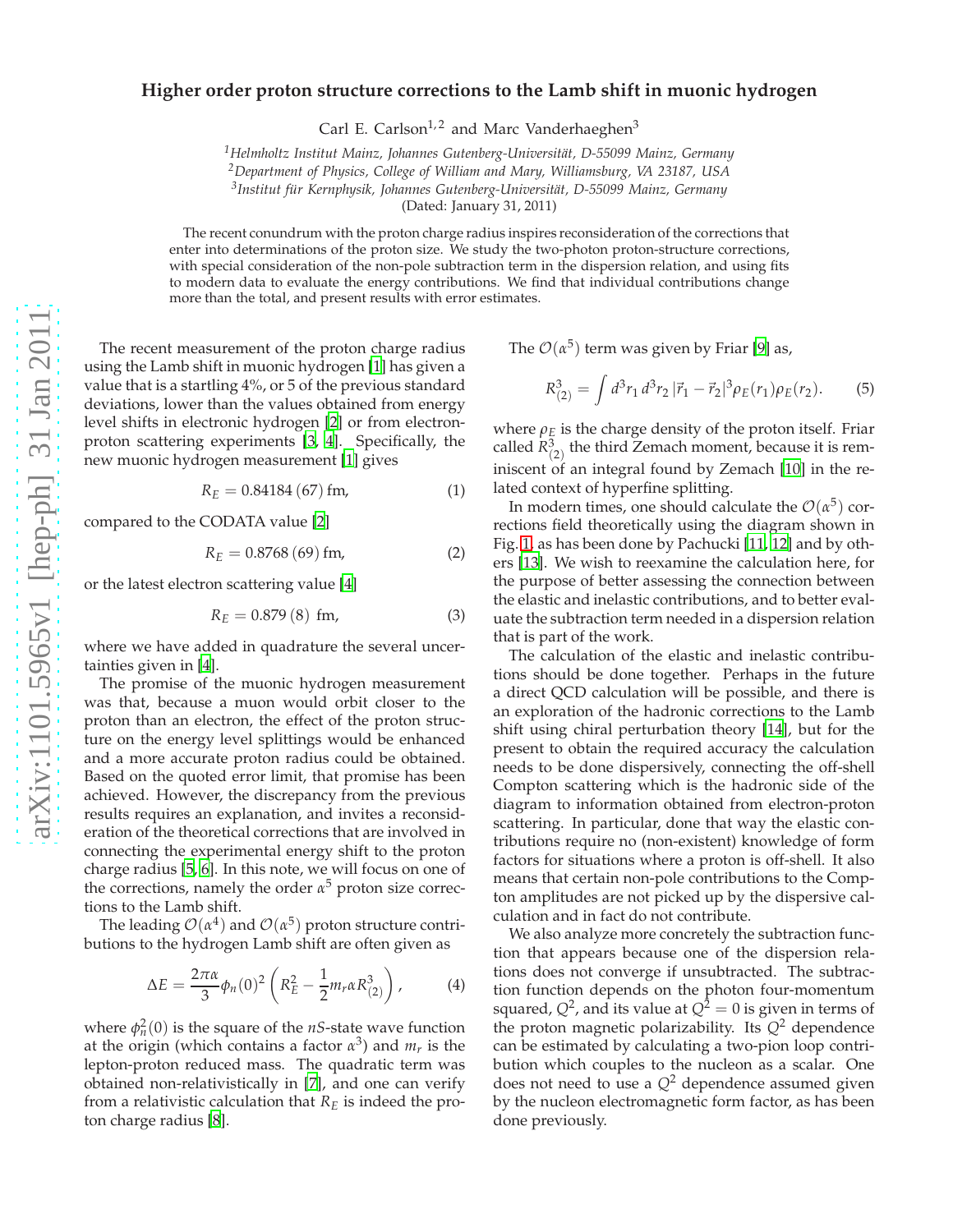# Higher order proton structure corrections to the Lamb shift in muonic hydrogen

Carl E. Carlson[1,2] and Marc Vanderhaeghen[3]

[1] *Helmholtz Institut Mainz, Johannes Gutenberg-Universität, D-55099 Mainz, Germany*
[2] *Department of Physics, College of William and Mary, Williamsburg, VA 23187, USA*
[3] *Institut für Kernphysik, Johannes Gutenberg-Universität, D-55099 Mainz, Germany*

(Dated: January 31, 2011)

The recent conundrum with the proton charge radius inspires reconsideration of the corrections that enter into determinations of the proton size. We study the two-photon proton-structure corrections, with special consideration of the non-pole subtraction term in the dispersion relation, and using fits to modern data to evaluate the energy contributions. We find that individual contributions change more than the total, and present results with error estimates.

The recent measurement of the proton charge radius using the Lamb shift in muonic hydrogen [1] has given a value that is a startling 4%, or 5 of the previous standard deviations, lower than the values obtained from energy level shifts in electronic hydrogen [2] or from electron-proton scattering experiments [3, 4]. Specifically, the new muonic hydrogen measurement [1] gives

$$R_E = 0.84184\,(67)\ \text{fm}, \tag{1}$$

compared to the CODATA value [2]

$$R_E = 0.8768\,(69)\ \text{fm}, \tag{2}$$

or the latest electron scattering value [4]

$$R_E = 0.879\,(8)\ \text{fm}, \tag{3}$$

where we have added in quadrature the several uncertainties given in [4].

The promise of the muonic hydrogen measurement was that, because a muon would orbit closer to the proton than an electron, the effect of the proton structure on the energy level splittings would be enhanced and a more accurate proton radius could be obtained. Based on the quoted error limit, that promise has been achieved. However, the discrepancy from the previous results requires an explanation, and invites a reconsideration of the theoretical corrections that are involved in connecting the experimental energy shift to the proton charge radius [5, 6]. In this note, we will focus on one of the corrections, namely the order $\alpha^5$ proton size corrections to the Lamb shift.

The leading $\mathcal{O}(\alpha^4)$ and $\mathcal{O}(\alpha^5)$ proton structure contributions to the hydrogen Lamb shift are often given as

$$\Delta E = \frac{2\pi\alpha}{3}\phi_n(0)^2\left(R_E^2 - \frac{1}{2}m_r\alpha R_{(2)}^3\right), \tag{4}$$

where $\phi_n^2(0)$ is the square of the $nS$-state wave function at the origin (which contains a factor $\alpha^3$) and $m_r$ is the lepton-proton reduced mass. The quadratic term was obtained non-relativistically in [7], and one can verify from a relativistic calculation that $R_E$ is indeed the proton charge radius [8].

The $\mathcal{O}(\alpha^5)$ term was given by Friar [9] as,

$$R_{(2)}^3 = \int d^3r_1\, d^3r_2\, |\vec{r}_1 - \vec{r}_2|^3 \rho_E(r_1)\rho_E(r_2). \tag{5}$$

where $\rho_E$ is the charge density of the proton itself. Friar called $R_{(2)}^3$ the third Zemach moment, because it is reminiscent of an integral found by Zemach [10] in the related context of hyperfine splitting.

In modern times, one should calculate the $\mathcal{O}(\alpha^5)$ corrections field theoretically using the diagram shown in Fig. 1, as has been done by Pachucki [11, 12] and by others [13]. We wish to reexamine the calculation here, for the purpose of better assessing the connection between the elastic and inelastic contributions, and to better evaluate the subtraction term needed in a dispersion relation that is part of the work.

The calculation of the elastic and inelastic contributions should be done together. Perhaps in the future a direct QCD calculation will be possible, and there is an exploration of the hadronic corrections to the Lamb shift using chiral perturbation theory [14], but for the present to obtain the required accuracy the calculation needs to be done dispersively, connecting the off-shell Compton scattering which is the hadronic side of the diagram to information obtained from electron-proton scattering. In particular, done that way the elastic contributions require no (non-existent) knowledge of form factors for situations where a proton is off-shell. It also means that certain non-pole contributions to the Compton amplitudes are not picked up by the dispersive calculation and in fact do not contribute.

We also analyze more concretely the subtraction function that appears because one of the dispersion relations does not converge if unsubtracted. The subtraction function depends on the photon four-momentum squared, $Q^2$, and its value at $Q^2 = 0$ is given in terms of the proton magnetic polarizability. Its $Q^2$ dependence can be estimated by calculating a two-pion loop contribution which couples to the nucleon as a scalar. One does not need to use a $Q^2$ dependence assumed given by the nucleon electromagnetic form factor, as has been done previously.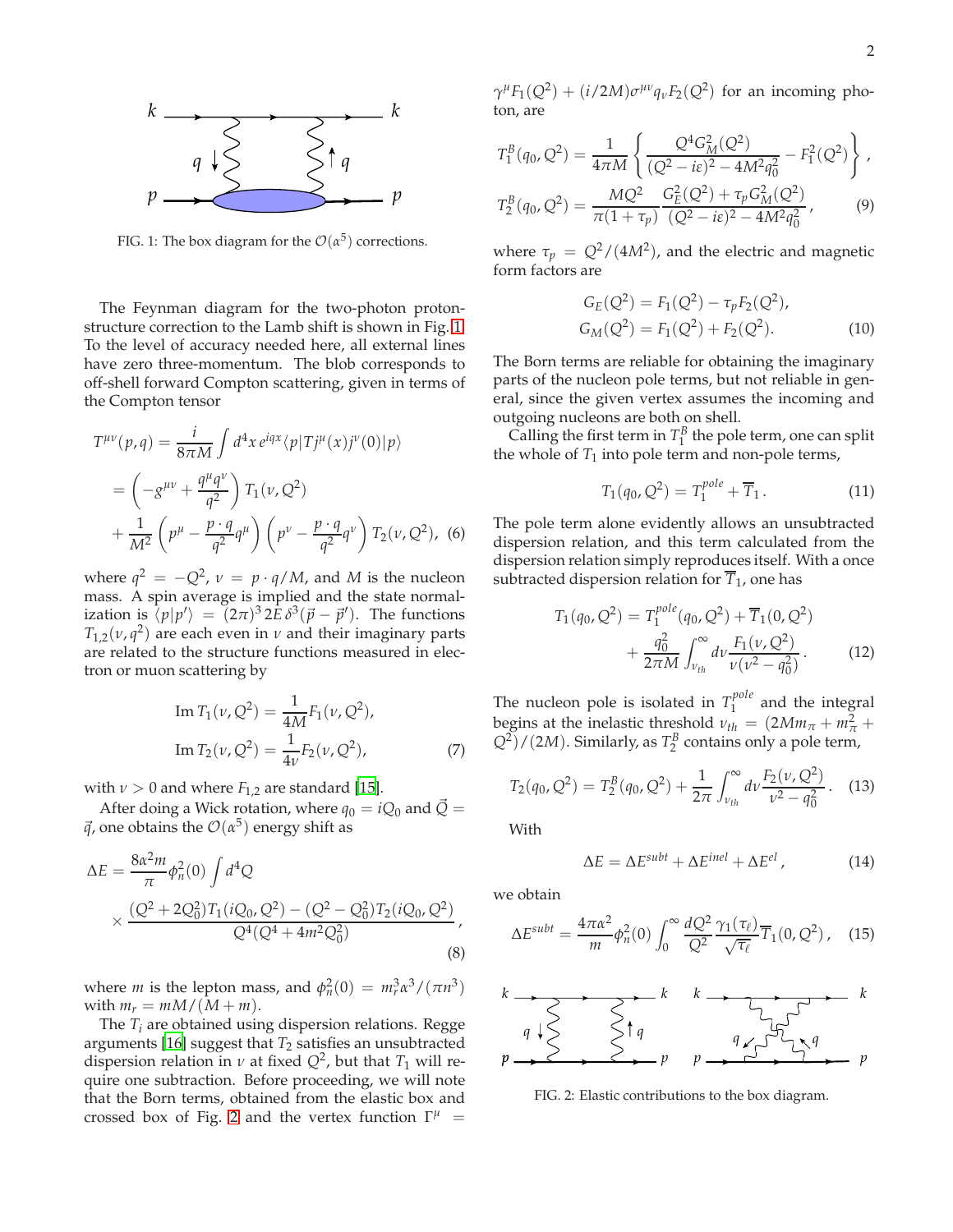FIG. 1: The box diagram for the $\mathcal{O}(\alpha^5)$ corrections.

The Feynman diagram for the two-photon proton-structure correction to the Lamb shift is shown in Fig. 1. To the level of accuracy needed here, all external lines have zero three-momentum. The blob corresponds to off-shell forward Compton scattering, given in terms of the Compton tensor

$$
\begin{aligned}
T^{\mu\nu}(p,q) &= \frac{i}{8\pi M}\int d^4x\, e^{iqx}\langle p|T j^\mu(x) j^\nu(0)|p\rangle \\
&= \left(-g^{\mu\nu}+\frac{q^\mu q^\nu}{q^2}\right)T_1(\nu,Q^2) \\
&+ \frac{1}{M^2}\left(p^\mu - \frac{p\cdot q}{q^2}q^\mu\right)\left(p^\nu - \frac{p\cdot q}{q^2}q^\nu\right)T_2(\nu,Q^2), \quad (6)
\end{aligned}
$$

where $q^2 = -Q^2$, $\nu = p\cdot q/M$, and $M$ is the nucleon mass. A spin average is implied and the state normalization is $\langle p|p'\rangle = (2\pi)^3\, 2E\, \delta^3(\vec{p}-\vec{p}')$. The functions $T_{1,2}(\nu, q^2)$ are each even in $\nu$ and their imaginary parts are related to the structure functions measured in electron or muon scattering by

$$
\begin{aligned}
\mathrm{Im}\, T_1(\nu,Q^2) &= \frac{1}{4M}F_1(\nu,Q^2), \\
\mathrm{Im}\, T_2(\nu,Q^2) &= \frac{1}{4\nu}F_2(\nu,Q^2), \qquad (7)
\end{aligned}
$$

with $\nu > 0$ and where $F_{1,2}$ are standard [15].

After doing a Wick rotation, where $q_0 = iQ_0$ and $\vec{Q} = \vec{q}$, one obtains the $\mathcal{O}(\alpha^5)$ energy shift as

$$
\Delta E = \frac{8\alpha^2 m}{\pi}\phi_n^2(0)\int d^4Q \times \frac{(Q^2+2Q_0^2)T_1(iQ_0,Q^2)-(Q^2-Q_0^2)T_2(iQ_0,Q^2)}{Q^4(Q^4+4m^2Q_0^2)}, \qquad (8)
$$

where $m$ is the lepton mass, and $\phi_n^2(0) = m_r^3\alpha^3/(\pi n^3)$ with $m_r = mM/(M+m)$.

The $T_i$ are obtained using dispersion relations. Regge arguments [16] suggest that $T_2$ satisfies an unsubtracted dispersion relation in $\nu$ at fixed $Q^2$, but that $T_1$ will require one subtraction. Before proceeding, we will note that the Born terms, obtained from the elastic box and crossed box of Fig. 2 and the vertex function $\Gamma^\mu = \gamma^\mu F_1(Q^2) + (i/2M)\sigma^{\mu\nu}q_\nu F_2(Q^2)$ for an incoming photon, are

$$
\begin{aligned}
T_1^B(q_0,Q^2) &= \frac{1}{4\pi M}\left\{\frac{Q^4 G_M^2(Q^2)}{(Q^2-i\varepsilon)^2-4M^2q_0^2} - F_1^2(Q^2)\right\}, \\
T_2^B(q_0,Q^2) &= \frac{MQ^2}{\pi(1+\tau_p)}\frac{G_E^2(Q^2)+\tau_p G_M^2(Q^2)}{(Q^2-i\varepsilon)^2-4M^2q_0^2}, \qquad (9)
\end{aligned}
$$

where $\tau_p = Q^2/(4M^2)$, and the electric and magnetic form factors are

$$
\begin{aligned}
G_E(Q^2) &= F_1(Q^2) - \tau_p F_2(Q^2), \\
G_M(Q^2) &= F_1(Q^2) + F_2(Q^2). \qquad (10)
\end{aligned}
$$

The Born terms are reliable for obtaining the imaginary parts of the nucleon pole terms, but not reliable in general, since the given vertex assumes the incoming and outgoing nucleons are both on shell.

Calling the first term in $T_1^B$ the pole term, one can split the whole of $T_1$ into pole term and non-pole terms,

$$
T_1(q_0,Q^2) = T_1^{pole} + \overline{T}_1. \qquad (11)
$$

The pole term alone evidently allows an unsubtracted dispersion relation, and this term calculated from the dispersion relation simply reproduces itself. With a once subtracted dispersion relation for $\overline{T}_1$, one has

$$
\begin{aligned}
T_1(q_0,Q^2) &= T_1^{pole}(q_0,Q^2) + \overline{T}_1(0,Q^2) \\
&+ \frac{q_0^2}{2\pi M}\int_{\nu_{th}}^\infty d\nu \frac{F_1(\nu,Q^2)}{\nu(\nu^2-q_0^2)}. \qquad (12)
\end{aligned}
$$

The nucleon pole is isolated in $T_1^{pole}$ and the integral begins at the inelastic threshold $\nu_{th} = (2Mm_\pi + m_\pi^2 + Q^2)/(2M)$. Similarly, as $T_2^B$ contains only a pole term,

$$
T_2(q_0,Q^2) = T_2^B(q_0,Q^2) + \frac{1}{2\pi}\int_{\nu_{th}}^\infty d\nu \frac{F_2(\nu,Q^2)}{\nu^2-q_0^2}. \qquad (13)
$$

With

$$
\Delta E = \Delta E^{subt} + \Delta E^{inel} + \Delta E^{el}, \qquad (14)
$$

we obtain

$$
\Delta E^{subt} = \frac{4\pi\alpha^2}{m}\phi_n^2(0)\int_0^\infty \frac{dQ^2}{Q^2}\frac{\gamma_1(\tau_\ell)}{\sqrt{\tau_\ell}}\overline{T}_1(0,Q^2), \qquad (15)
$$

FIG. 2: Elastic contributions to the box diagram.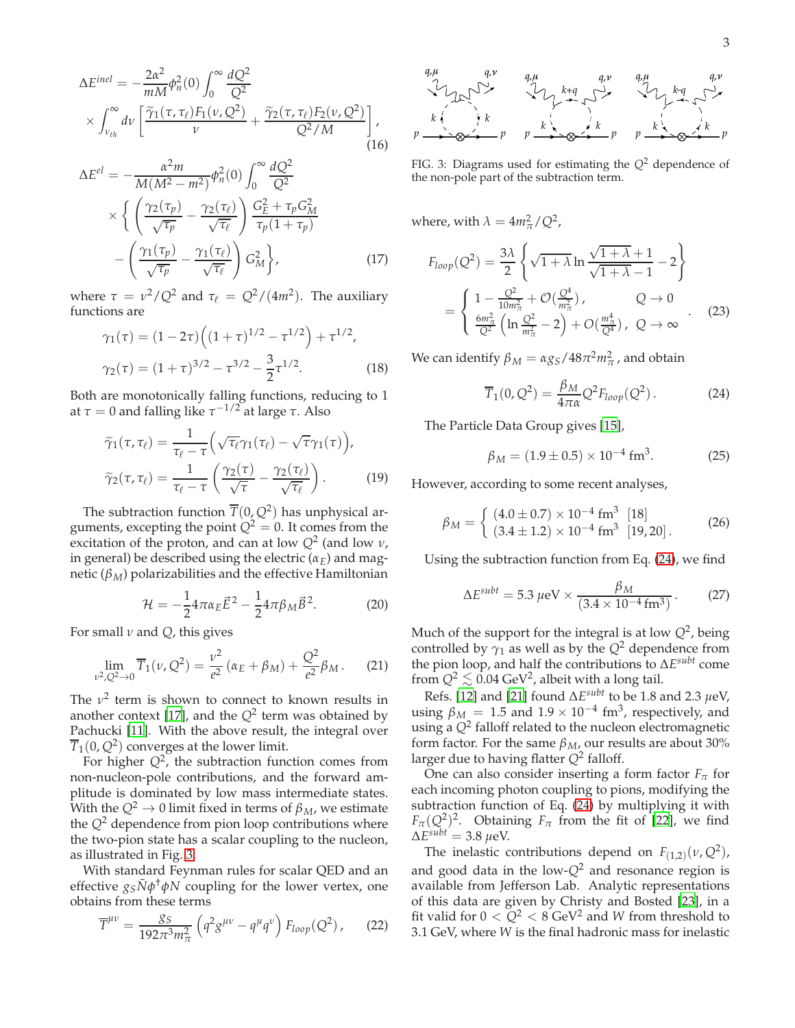$$\Delta E^{inel} = -\frac{2\alpha^2}{mM}\phi_n^2(0)\int_0^\infty \frac{dQ^2}{Q^2} \times \int_{\nu_{th}}^\infty d\nu \left[\frac{\widetilde{\gamma}_1(\tau,\tau_\ell)F_1(\nu,Q^2)}{\nu} + \frac{\widetilde{\gamma}_2(\tau,\tau_\ell)F_2(\nu,Q^2)}{Q^2/M}\right], \tag{16}$$

$$\Delta E^{el} = -\frac{\alpha^2 m}{M(M^2-m^2)}\phi_n^2(0)\int_0^\infty \frac{dQ^2}{Q^2} \times \left\{ \left(\frac{\gamma_2(\tau_p)}{\sqrt{\tau_p}} - \frac{\gamma_2(\tau_\ell)}{\sqrt{\tau_\ell}}\right)\frac{G_E^2+\tau_p G_M^2}{\tau_p(1+\tau_p)} - \left(\frac{\gamma_1(\tau_p)}{\sqrt{\tau_p}} - \frac{\gamma_1(\tau_\ell)}{\sqrt{\tau_\ell}}\right)G_M^2\right\}, \tag{17}$$

where $\tau = \nu^2/Q^2$ and $\tau_\ell = Q^2/(4m^2)$. The auxiliary functions are

$$\gamma_1(\tau) = (1-2\tau)\Big((1+\tau)^{1/2} - \tau^{1/2}\Big) + \tau^{1/2},$$
$$\gamma_2(\tau) = (1+\tau)^{3/2} - \tau^{3/2} - \frac{3}{2}\tau^{1/2}. \tag{18}$$

Both are monotonically falling functions, reducing to 1 at $\tau = 0$ and falling like $\tau^{-1/2}$ at large $\tau$. Also

$$\widetilde{\gamma}_1(\tau,\tau_\ell) = \frac{1}{\tau_\ell - \tau}\Big(\sqrt{\tau_\ell}\gamma_1(\tau_\ell) - \sqrt{\tau}\gamma_1(\tau)\Big),$$
$$\widetilde{\gamma}_2(\tau,\tau_\ell) = \frac{1}{\tau_\ell - \tau}\left(\frac{\gamma_2(\tau)}{\sqrt{\tau}} - \frac{\gamma_2(\tau_\ell)}{\sqrt{\tau_\ell}}\right). \tag{19}$$

The subtraction function $\overline{T}(0,Q^2)$ has unphysical arguments, excepting the point $Q^2 = 0$. It comes from the excitation of the proton, and can at low $Q^2$ (and low $\nu$, in general) be described using the electric ($\alpha_E$) and magnetic ($\beta_M$) polarizabilities and the effective Hamiltonian

$$\mathcal{H} = -\frac{1}{2}4\pi\alpha_E\vec{E}^2 - \frac{1}{2}4\pi\beta_M\vec{B}^2. \tag{20}$$

For small $\nu$ and $Q$, this gives

$$\lim_{\nu^2,Q^2\to 0}\overline{T}_1(\nu,Q^2) = \frac{\nu^2}{e^2}(\alpha_E+\beta_M) + \frac{Q^2}{e^2}\beta_M. \tag{21}$$

The $\nu^2$ term is shown to connect to known results in another context [17], and the $Q^2$ term was obtained by Pachucki [11]. With the above result, the integral over $\overline{T}_1(0,Q^2)$ converges at the lower limit.

For higher $Q^2$, the subtraction function comes from non-nucleon-pole contributions, and the forward amplitude is dominated by low mass intermediate states. With the $Q^2 \to 0$ limit fixed in terms of $\beta_M$, we estimate the $Q^2$ dependence from pion loop contributions where the two-pion state has a scalar coupling to the nucleon, as illustrated in Fig. 3.

With standard Feynman rules for scalar QED and an effective $g_S\bar{N}\phi^\dagger\phi N$ coupling for the lower vertex, one obtains from these terms

$$\overline{T}^{\mu\nu} = \frac{g_S}{192\pi^3 m_\pi^2}\left(q^2 g^{\mu\nu} - q^\mu q^\nu\right)F_{loop}(Q^2), \tag{22}$$

FIG. 3: Diagrams used for estimating the $Q^2$ dependence of the non-pole part of the subtraction term.

where, with $\lambda = 4m_\pi^2/Q^2$,

$$F_{loop}(Q^2) = \frac{3\lambda}{2}\left\{\sqrt{1+\lambda}\ln\frac{\sqrt{1+\lambda}+1}{\sqrt{1+\lambda}-1} - 2\right\}$$
$$= \begin{cases} 1 - \frac{Q^2}{10m_\pi^2} + \mathcal{O}(\frac{Q^4}{m_\pi^4}), & Q \to 0 \\ \frac{6m_\pi^2}{Q^2}\left(\ln\frac{Q^2}{m_\pi^2} - 2\right) + O(\frac{m_\pi^4}{Q^4}), & Q \to \infty \end{cases}. \tag{23}$$

We can identify $\beta_M = \alpha g_S/48\pi^2 m_\pi^2$, and obtain

$$\overline{T}_1(0,Q^2) = \frac{\beta_M}{4\pi\alpha}Q^2 F_{loop}(Q^2). \tag{24}$$

The Particle Data Group gives [15],

$$\beta_M = (1.9 \pm 0.5)\times 10^{-4}\ \text{fm}^3. \tag{25}$$

However, according to some recent analyses,

$$\beta_M = \begin{cases} (4.0\pm 0.7)\times 10^{-4}\ \text{fm}^3 & [18] \\ (3.4\pm 1.2)\times 10^{-4}\ \text{fm}^3 & [19,20]. \end{cases} \tag{26}$$

Using the subtraction function from Eq. (24), we find

$$\Delta E^{subt} = 5.3\ \mu\text{eV} \times \frac{\beta_M}{(3.4\times 10^{-4}\ \text{fm}^3)}. \tag{27}$$

Much of the support for the integral is at low $Q^2$, being controlled by $\gamma_1$ as well as by the $Q^2$ dependence from the pion loop, and half the contributions to $\Delta E^{subt}$ come from $Q^2 \lesssim 0.04\ \text{GeV}^2$, albeit with a long tail.

Refs. [12] and [21] found $\Delta E^{subt}$ to be 1.8 and 2.3 $\mu$eV, using $\beta_M = 1.5$ and $1.9\times 10^{-4}$ fm$^3$, respectively, and using a $Q^2$ falloff related to the nucleon electromagnetic form factor. For the same $\beta_M$, our results are about 30% larger due to having flatter $Q^2$ falloff.

One can also consider inserting a form factor $F_\pi$ for each incoming photon coupling to pions, modifying the subtraction function of Eq. (24) by multiplying it with $F_\pi(Q^2)^2$. Obtaining $F_\pi$ from the fit of [22], we find $\Delta E^{subt} = 3.8\ \mu$eV.

The inelastic contributions depend on $F_{(1,2)}(\nu,Q^2)$, and good data in the low-$Q^2$ and resonance region is available from Jefferson Lab. Analytic representations of this data are given by Christy and Bosted [23], in a fit valid for $0 < Q^2 < 8\ \text{GeV}^2$ and $W$ from threshold to 3.1 GeV, where $W$ is the final hadronic mass for inelastic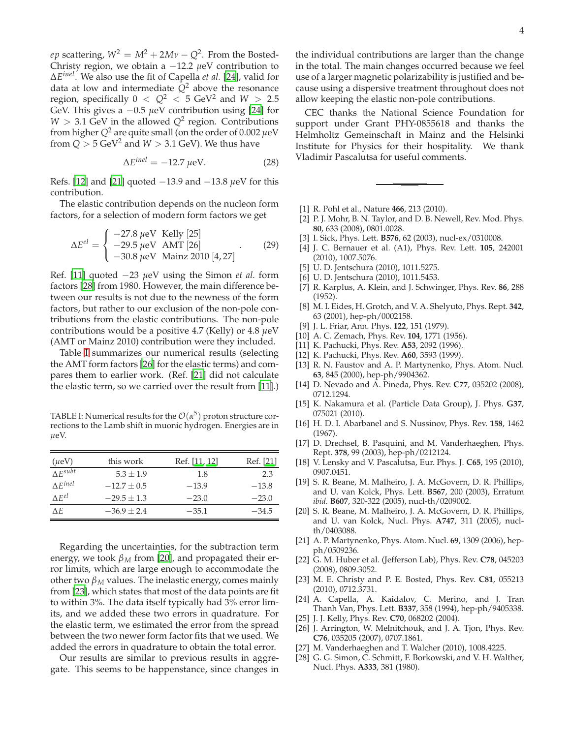$ep$ scattering, $W^2 = M^2 + 2M\nu - Q^2$. From the Bosted-Christy region, we obtain a $-12.2$ $\mu$eV contribution to $\Delta E^{inel}$. We also use the fit of Capella *et al.* [24], valid for data at low and intermediate $Q^2$ above the resonance region, specifically $0 < Q^2 < 5$ GeV$^2$ and $W > 2.5$ GeV. This gives a $-0.5$ $\mu$eV contribution using [24] for $W > 3.1$ GeV in the allowed $Q^2$ region. Contributions from higher $Q^2$ are quite small (on the order of 0.002 $\mu$eV from $Q > 5$ GeV$^2$ and $W > 3.1$ GeV). We thus have

$$\Delta E^{inel} = -12.7 \ \mu\text{eV}. \tag{28}$$

Refs. [12] and [21] quoted $-13.9$ and $-13.8$ $\mu$eV for this contribution.

The elastic contribution depends on the nucleon form factors, for a selection of modern form factors we get

$$\Delta E^{el} = \begin{cases} -27.8 \ \mu\text{eV} & \text{Kelly [25]} \\ -29.5 \ \mu\text{eV} & \text{AMT [26]} \\ -30.8 \ \mu\text{eV} & \text{Mainz 2010 [4, 27]} \end{cases} . \tag{29}$$

Ref. [11] quoted $-23$ $\mu$eV using the Simon *et al.* form factors [28] from 1980. However, the main difference between our results is not due to the newness of the form factors, but rather to our exclusion of the non-pole contributions from the elastic contributions. The non-pole contributions would be a positive 4.7 (Kelly) or 4.8 $\mu$eV (AMT or Mainz 2010) contribution were they included.

Table I summarizes our numerical results (selecting the AMT form factors [26] for the elastic terms) and compares them to earlier work. (Ref. [21] did not calculate the elastic term, so we carried over the result from [11].)

TABLE I: Numerical results for the $\mathcal{O}(\alpha^5)$ proton structure corrections to the Lamb shift in muonic hydrogen. Energies are in $\mu$eV.

| ($\mu$eV) | this work | Ref. [11, 12] | Ref. [21] |
|---|---|---|---|
| $\Delta E^{subt}$ | $5.3 \pm 1.9$ | 1.8 | 2.3 |
| $\Delta E^{inel}$ | $-12.7 \pm 0.5$ | $-13.9$ | $-13.8$ |
| $\Delta E^{el}$ | $-29.5 \pm 1.3$ | $-23.0$ | $-23.0$ |
| $\Delta E$ | $-36.9 \pm 2.4$ | $-35.1$ | $-34.5$ |

Regarding the uncertainties, for the subtraction term energy, we took $\beta_M$ from [20], and propagated their error limits, which are large enough to accommodate the other two $\beta_M$ values. The inelastic energy, comes mainly from [23], which states that most of the data points are fit to within 3%. The data itself typically had 3% error limits, and we added these two errors in quadrature. For the elastic term, we estimated the error from the spread between the two newer form factor fits that we used. We added the errors in quadrature to obtain the total error.

Our results are similar to previous results in aggregate. This seems to be happenstance, since changes in the individual contributions are larger than the change in the total. The main changes occurred because we feel use of a larger magnetic polarizability is justified and because using a dispersive treatment throughout does not allow keeping the elastic non-pole contributions.

CEC thanks the National Science Foundation for support under Grant PHY-0855618 and thanks the Helmholtz Gemeinschaft in Mainz and the Helsinki Institute for Physics for their hospitality. We thank Vladimir Pascalutsa for useful comments.

---

[1] R. Pohl et al., Nature **466**, 213 (2010).
[2] P. J. Mohr, B. N. Taylor, and D. B. Newell, Rev. Mod. Phys. **80**, 633 (2008), 0801.0028.
[3] I. Sick, Phys. Lett. **B576**, 62 (2003), nucl-ex/0310008.
[4] J. C. Bernauer et al. (A1), Phys. Rev. Lett. **105**, 242001 (2010), 1007.5076.
[5] U. D. Jentschura (2010), 1011.5275.
[6] U. D. Jentschura (2010), 1011.5453.
[7] R. Karplus, A. Klein, and J. Schwinger, Phys. Rev. **86**, 288 (1952).
[8] M. I. Eides, H. Grotch, and V. A. Shelyuto, Phys. Rept. **342**, 63 (2001), hep-ph/0002158.
[9] J. L. Friar, Ann. Phys. **122**, 151 (1979).
[10] A. C. Zemach, Phys. Rev. **104**, 1771 (1956).
[11] K. Pachucki, Phys. Rev. **A53**, 2092 (1996).
[12] K. Pachucki, Phys. Rev. **A60**, 3593 (1999).
[13] R. N. Faustov and A. P. Martynenko, Phys. Atom. Nucl. **63**, 845 (2000), hep-ph/9904362.
[14] D. Nevado and A. Pineda, Phys. Rev. **C77**, 035202 (2008), 0712.1294.
[15] K. Nakamura et al. (Particle Data Group), J. Phys. **G37**, 075021 (2010).
[16] H. D. I. Abarbanel and S. Nussinov, Phys. Rev. **158**, 1462 (1967).
[17] D. Drechsel, B. Pasquini, and M. Vanderhaeghen, Phys. Rept. **378**, 99 (2003), hep-ph/0212124.
[18] V. Lensky and V. Pascalutsa, Eur. Phys. J. **C65**, 195 (2010), 0907.0451.
[19] S. R. Beane, M. Malheiro, J. A. McGovern, D. R. Phillips, and U. van Kolck, Phys. Lett. **B567**, 200 (2003), Erratum *ibid.* **B607**, 320-322 (2005), nucl-th/0209002.
[20] S. R. Beane, M. Malheiro, J. A. McGovern, D. R. Phillips, and U. van Kolck, Nucl. Phys. **A747**, 311 (2005), nucl-th/0403088.
[21] A. P. Martynenko, Phys. Atom. Nucl. **69**, 1309 (2006), hep-ph/0509236.
[22] G. M. Huber et al. (Jefferson Lab), Phys. Rev. **C78**, 045203 (2008), 0809.3052.
[23] M. E. Christy and P. E. Bosted, Phys. Rev. **C81**, 055213 (2010), 0712.3731.
[24] A. Capella, A. Kaidalov, C. Merino, and J. Tran Thanh Van, Phys. Lett. **B337**, 358 (1994), hep-ph/9405338.
[25] J. J. Kelly, Phys. Rev. **C70**, 068202 (2004).
[26] J. Arrington, W. Melnitchouk, and J. A. Tjon, Phys. Rev. **C76**, 035205 (2007), 0707.1861.
[27] M. Vanderhaeghen and T. Walcher (2010), 1008.4225.
[28] G. G. Simon, C. Schmitt, F. Borkowski, and V. H. Walther, Nucl. Phys. **A333**, 381 (1980).